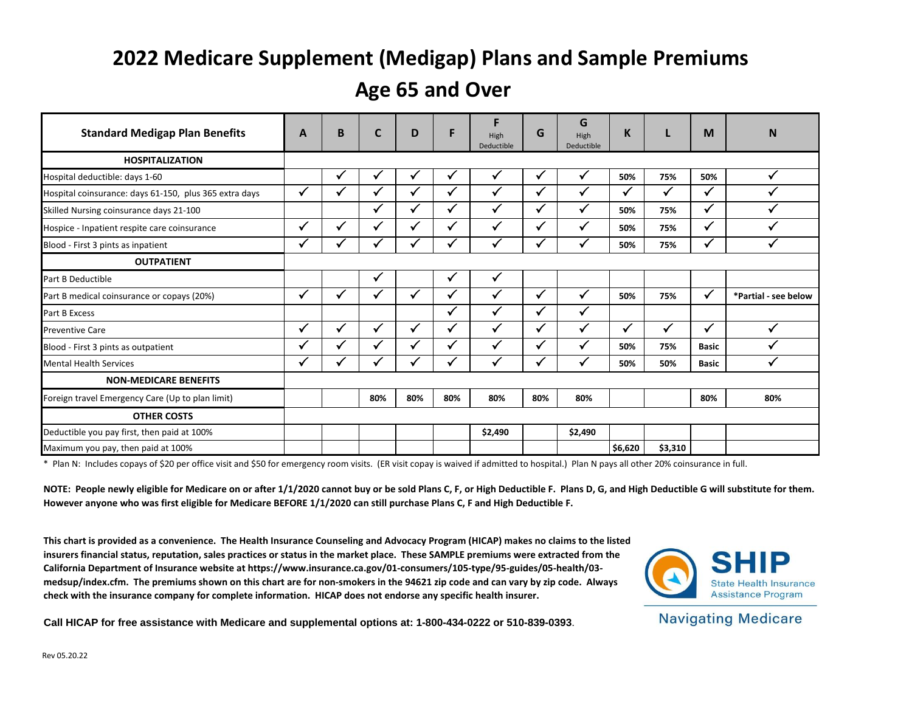# 2022 Medicare Supplement (Medigap) Plans and Sample Premiums

## Age 65 and Over

| Standard Medigap Plan Benefits | A | B | C | D | F | F High Deductible | G | G High Deductible | K | L | M | N |
|---|---|---|---|---|---|---|---|---|---|---|---|---|
| **HOSPITALIZATION** | | | | | | | | | | | | |
| Hospital deductible: days 1-60 | | ✓ | ✓ | ✓ | ✓ | ✓ | ✓ | ✓ | 50% | 75% | 50% | ✓ |
| Hospital coinsurance: days 61-150, plus 365 extra days | ✓ | ✓ | ✓ | ✓ | ✓ | ✓ | ✓ | ✓ | ✓ | ✓ | ✓ | ✓ |
| Skilled Nursing coinsurance days 21-100 | | | ✓ | ✓ | ✓ | ✓ | ✓ | ✓ | 50% | 75% | ✓ | ✓ |
| Hospice - Inpatient respite care coinsurance | ✓ | ✓ | ✓ | ✓ | ✓ | ✓ | ✓ | ✓ | 50% | 75% | ✓ | ✓ |
| Blood - First 3 pints as inpatient | ✓ | ✓ | ✓ | ✓ | ✓ | ✓ | ✓ | ✓ | 50% | 75% | ✓ | ✓ |
| **OUTPATIENT** | | | | | | | | | | | | |
| Part B Deductible | | | ✓ | | ✓ | ✓ | | | | | | |
| Part B medical coinsurance or copays (20%) | ✓ | ✓ | ✓ | ✓ | ✓ | ✓ | ✓ | ✓ | 50% | 75% | ✓ | *Partial - see below |
| Part B Excess | | | | | ✓ | ✓ | ✓ | ✓ | | | | |
| Preventive Care | ✓ | ✓ | ✓ | ✓ | ✓ | ✓ | ✓ | ✓ | ✓ | ✓ | ✓ | ✓ |
| Blood - First 3 pints as outpatient | ✓ | ✓ | ✓ | ✓ | ✓ | ✓ | ✓ | ✓ | 50% | 75% | Basic | ✓ |
| Mental Health Services | ✓ | ✓ | ✓ | ✓ | ✓ | ✓ | ✓ | ✓ | 50% | 50% | Basic | ✓ |
| **NON-MEDICARE BENEFITS** | | | | | | | | | | | | |
| Foreign travel Emergency Care (Up to plan limit) | | | 80% | 80% | 80% | 80% | 80% | 80% | | | 80% | 80% |
| **OTHER COSTS** | | | | | | | | | | | | |
| Deductible you pay first, then paid at 100% | | | | | | $2,490 | | $2,490 | | | | |
| Maximum you pay, then paid at 100% | | | | | | | | | $6,620 | $3,310 | | |

* Plan N: Includes copays of $20 per office visit and $50 for emergency room visits. (ER visit copay is waived if admitted to hospital.) Plan N pays all other 20% coinsurance in full.

**NOTE: People newly eligible for Medicare on or after 1/1/2020 cannot buy or be sold Plans C, F, or High Deductible F. Plans D, G, and High Deductible G will substitute for them. However anyone who was first eligible for Medicare BEFORE 1/1/2020 can still purchase Plans C, F and High Deductible F.**

**This chart is provided as a convenience. The Health Insurance Counseling and Advocacy Program (HICAP) makes no claims to the listed insurers financial status, reputation, sales practices or status in the market place. These SAMPLE premiums were extracted from the California Department of Insurance website at https://www.insurance.ca.gov/01-consumers/105-type/95-guides/05-health/03-medsup/index.cfm. The premiums shown on this chart are for non-smokers in the 94621 zip code and can vary by zip code. Always check with the insurance company for complete information. HICAP does not endorse any specific health insurer.**

SHIP State Health Insurance Assistance Program

Navigating Medicare

**Call HICAP for free assistance with Medicare and supplemental options at: 1-800-434-0222 or 510-839-0393**.

Rev 05.20.22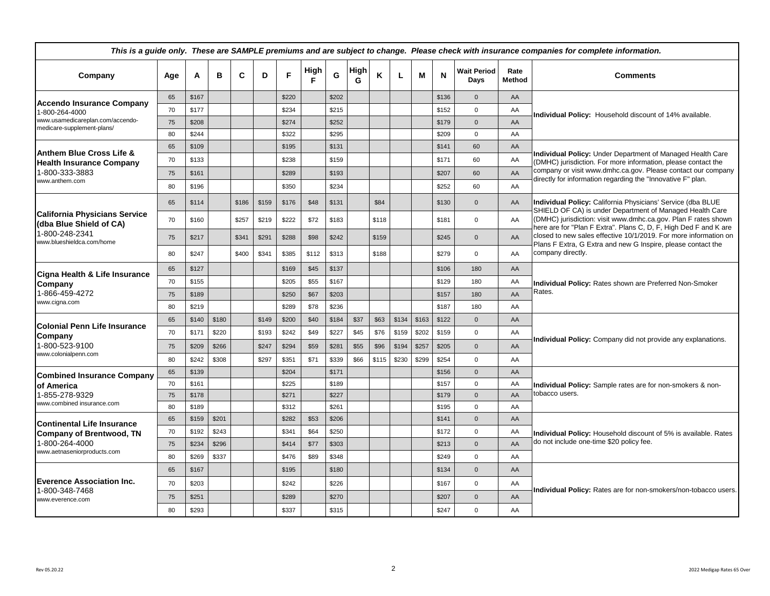*This is a guide only. These are SAMPLE premiums and are subject to change. Please check with insurance companies for complete information.*

| Company | Age | A | B | C | D | F | High F | G | High G | K | L | M | N | Wait Period Days | Rate Method | Comments |
|---|---|---|---|---|---|---|---|---|---|---|---|---|---|---|---|---|
| **Accendo Insurance Company** 1-800-264-4000 www.usamedicareplan.com/accendo-medicare-supplement-plans/ | 65 | $167 | | | | $220 | | $202 | | | | | $136 | 0 | AA | **Individual Policy:** Household discount of 14% available. |
| | 70 | $177 | | | | $234 | | $215 | | | | | $152 | 0 | AA | |
| | 75 | $208 | | | | $274 | | $252 | | | | | $179 | 0 | AA | |
| | 80 | $244 | | | | $322 | | $295 | | | | | $209 | 0 | AA | |
| **Anthem Blue Cross Life & Health Insurance Company** 1-800-333-3883 www.anthem.com | 65 | $109 | | | | $195 | | $131 | | | | | $141 | 60 | AA | **Individual Policy:** Under Department of Managed Health Care (DMHC) jurisdiction. For more information, please contact the company or visit www.dmhc.ca.gov. Please contact our company directly for information regarding the "Innovative F" plan. |
| | 70 | $133 | | | | $238 | | $159 | | | | | $171 | 60 | AA | |
| | 75 | $161 | | | | $289 | | $193 | | | | | $207 | 60 | AA | |
| | 80 | $196 | | | | $350 | | $234 | | | | | $252 | 60 | AA | |
| **California Physicians Service (dba Blue Shield of CA)** 1-800-248-2341 www.blueshieldca.com/home | 65 | $114 | | $186 | $159 | $176 | $48 | $131 | | $84 | | | $130 | 0 | AA | **Individual Policy:** California Physicians' Service (dba BLUE SHIELD OF CA) is under Department of Managed Health Care (DMHC) jurisdiction: visit www.dmhc.ca.gov. Plan F rates shown here are for "Plan F Extra". Plans C, D, F, High Ded F and K are closed to new sales effective 10/1/2019. For more information on Plans F Extra, G Extra and new G Inspire, please contact the company directly. |
| | 70 | $160 | | $257 | $219 | $222 | $72 | $183 | | $118 | | | $181 | 0 | AA | |
| | 75 | $217 | | $341 | $291 | $288 | $98 | $242 | | $159 | | | $245 | 0 | AA | |
| | 80 | $247 | | $400 | $341 | $385 | $112 | $313 | | $188 | | | $279 | 0 | AA | |
| **Cigna Health & Life Insurance Company** 1-866-459-4272 www.cigna.com | 65 | $127 | | | | $169 | $45 | $137 | | | | | $106 | 180 | AA | **Individual Policy:** Rates shown are Preferred Non-Smoker Rates. |
| | 70 | $155 | | | | $205 | $55 | $167 | | | | | $129 | 180 | AA | |
| | 75 | $189 | | | | $250 | $67 | $203 | | | | | $157 | 180 | AA | |
| | 80 | $219 | | | | $289 | $78 | $236 | | | | | $187 | 180 | AA | |
| **Colonial Penn Life Insurance Company** 1-800-523-9100 www.colonialpenn.com | 65 | $140 | $180 | | $149 | $200 | $40 | $184 | $37 | $63 | $134 | $163 | $122 | 0 | AA | **Individual Policy:** Company did not provide any explanations. |
| | 70 | $171 | $220 | | $193 | $242 | $49 | $227 | $45 | $76 | $159 | $202 | $159 | 0 | AA | |
| | 75 | $209 | $266 | | $247 | $294 | $59 | $281 | $55 | $96 | $194 | $257 | $205 | 0 | AA | |
| | 80 | $242 | $308 | | $297 | $351 | $71 | $339 | $66 | $115 | $230 | $299 | $254 | 0 | AA | |
| **Combined Insurance Company of America** 1-855-278-9329 www.combined insurance.com | 65 | $139 | | | | $204 | | $171 | | | | | $156 | 0 | AA | **Individual Policy:** Sample rates are for non-smokers & non-tobacco users. |
| | 70 | $161 | | | | $225 | | $189 | | | | | $157 | 0 | AA | |
| | 75 | $178 | | | | $271 | | $227 | | | | | $179 | 0 | AA | |
| | 80 | $189 | | | | $312 | | $261 | | | | | $195 | 0 | AA | |
| **Continental Life Insurance Company of Brentwood, TN** 1-800-264-4000 www.aetnaseniorproducts.com | 65 | $159 | $201 | | | $282 | $53 | $206 | | | | | $141 | 0 | AA | **Individual Policy:** Household discount of 5% is available. Rates do not include one-time $20 policy fee. |
| | 70 | $192 | $243 | | | $341 | $64 | $250 | | | | | $172 | 0 | AA | |
| | 75 | $234 | $296 | | | $414 | $77 | $303 | | | | | $213 | 0 | AA | |
| | 80 | $269 | $337 | | | $476 | $89 | $348 | | | | | $249 | 0 | AA | |
| **Everence Association Inc.** 1-800-348-7468 www.everence.com | 65 | $167 | | | | $195 | | $180 | | | | | $134 | 0 | AA | **Individual Policy:** Rates are for non-smokers/non-tobacco users. |
| | 70 | $203 | | | | $242 | | $226 | | | | | $167 | 0 | AA | |
| | 75 | $251 | | | | $289 | | $270 | | | | | $207 | 0 | AA | |
| | 80 | $293 | | | | $337 | | $315 | | | | | $247 | 0 | AA | |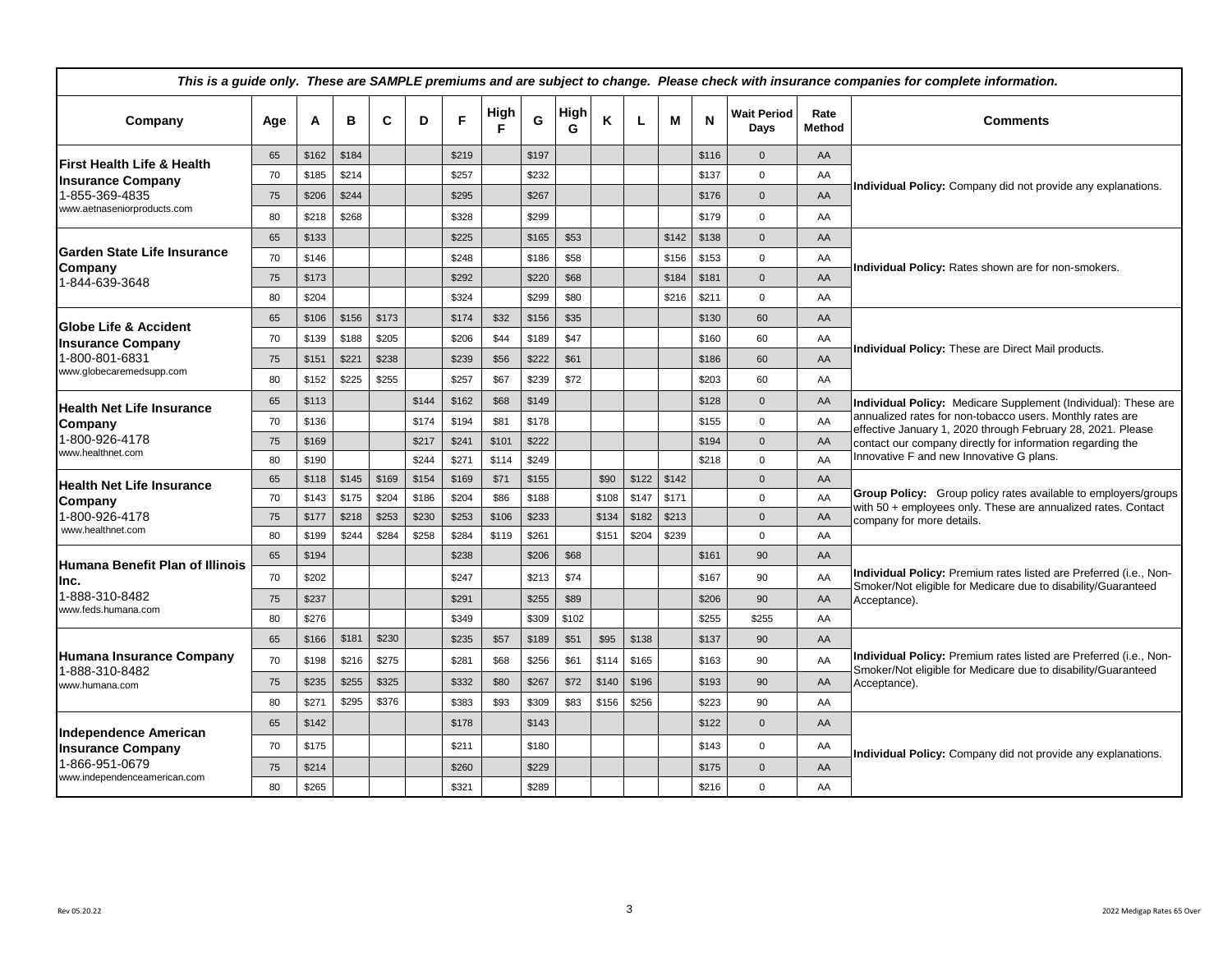| *This is a guide only. These are SAMPLE premiums and are subject to change. Please check with insurance companies for complete information.* | | | | | | | | | | | | | | | | | |
|---|---|---|---|---|---|---|---|---|---|---|---|---|---|---|---|---|---|
| **Company** | **Age** | **A** | **B** | **C** | **D** | **F** | **High F** | **G** | **High G** | **K** | **L** | **M** | **N** | **Wait Period Days** | **Rate Method** | **Comments** |
| **First Health Life & Health Insurance Company** 1-855-369-4835 www.aetnaseniorproducts.com | 65 | $162 | $184 | | | $219 | | $197 | | | | | $116 | 0 | AA | **Individual Policy:** Company did not provide any explanations. |
| | 70 | $185 | $214 | | | $257 | | $232 | | | | | $137 | 0 | AA | |
| | 75 | $206 | $244 | | | $295 | | $267 | | | | | $176 | 0 | AA | |
| | 80 | $218 | $268 | | | $328 | | $299 | | | | | $179 | 0 | AA | |
| **Garden State Life Insurance Company** 1-844-639-3648 | 65 | $133 | | | | $225 | | $165 | $53 | | | $142 | $138 | 0 | AA | **Individual Policy:** Rates shown are for non-smokers. |
| | 70 | $146 | | | | $248 | | $186 | $58 | | | $156 | $153 | 0 | AA | |
| | 75 | $173 | | | | $292 | | $220 | $68 | | | $184 | $181 | 0 | AA | |
| | 80 | $204 | | | | $324 | | $299 | $80 | | | $216 | $211 | 0 | AA | |
| **Globe Life & Accident Insurance Company** 1-800-801-6831 www.globecaremedsupp.com | 65 | $106 | $156 | $173 | | $174 | $32 | $156 | $35 | | | | $130 | 60 | AA | **Individual Policy:** These are Direct Mail products. |
| | 70 | $139 | $188 | $205 | | $206 | $44 | $189 | $47 | | | | $160 | 60 | AA | |
| | 75 | $151 | $221 | $238 | | $239 | $56 | $222 | $61 | | | | $186 | 60 | AA | |
| | 80 | $152 | $225 | $255 | | $257 | $67 | $239 | $72 | | | | $203 | 60 | AA | |
| **Health Net Life Insurance Company** 1-800-926-4178 www.healthnet.com | 65 | $113 | | | $144 | $162 | $68 | $149 | | | | | $128 | 0 | AA | **Individual Policy:** Medicare Supplement (Individual): These are annualized rates for non-tobacco users. Monthly rates are effective January 1, 2020 through February 28, 2021. Please contact our company directly for information regarding the Innovative F and new Innovative G plans. |
| | 70 | $136 | | | $174 | $194 | $81 | $178 | | | | | $155 | 0 | AA | |
| | 75 | $169 | | | $217 | $241 | $101 | $222 | | | | | $194 | 0 | AA | |
| | 80 | $190 | | | $244 | $271 | $114 | $249 | | | | | $218 | 0 | AA | |
| **Health Net Life Insurance Company** 1-800-926-4178 www.healthnet.com | 65 | $118 | $145 | $169 | $154 | $169 | $71 | $155 | | $90 | $122 | $142 | | 0 | AA | **Group Policy:** Group policy rates available to employers/groups with 50 + employees only. These are annualized rates. Contact company for more details. |
| | 70 | $143 | $175 | $204 | $186 | $204 | $86 | $188 | | $108 | $147 | $171 | | 0 | AA | |
| | 75 | $177 | $218 | $253 | $230 | $253 | $106 | $233 | | $134 | $182 | $213 | | 0 | AA | |
| | 80 | $199 | $244 | $284 | $258 | $284 | $119 | $261 | | $151 | $204 | $239 | | 0 | AA | |
| **Humana Benefit Plan of Illinois Inc.** 1-888-310-8482 www.feds.humana.com | 65 | $194 | | | | $238 | | $206 | $68 | | | | $161 | 90 | AA | **Individual Policy:** Premium rates listed are Preferred (i.e., Non-Smoker/Not eligible for Medicare due to disability/Guaranteed Acceptance). |
| | 70 | $202 | | | | $247 | | $213 | $74 | | | | $167 | 90 | AA | |
| | 75 | $237 | | | | $291 | | $255 | $89 | | | | $206 | 90 | AA | |
| | 80 | $276 | | | | $349 | | $309 | $102 | | | | $255 | $255 | AA | |
| **Humana Insurance Company** 1-888-310-8482 www.humana.com | 65 | $166 | $181 | $230 | | $235 | $57 | $189 | $51 | $95 | $138 | | $137 | 90 | AA | **Individual Policy:** Premium rates listed are Preferred (i.e., Non-Smoker/Not eligible for Medicare due to disability/Guaranteed Acceptance). |
| | 70 | $198 | $216 | $275 | | $281 | $68 | $256 | $61 | $114 | $165 | | $163 | 90 | AA | |
| | 75 | $235 | $255 | $325 | | $332 | $80 | $267 | $72 | $140 | $196 | | $193 | 90 | AA | |
| | 80 | $271 | $295 | $376 | | $383 | $93 | $309 | $83 | $156 | $256 | | $223 | 90 | AA | |
| **Independence American Insurance Company** 1-866-951-0679 www.independenceamerican.com | 65 | $142 | | | | $178 | | $143 | | | | | $122 | 0 | AA | **Individual Policy:** Company did not provide any explanations. |
| | 70 | $175 | | | | $211 | | $180 | | | | | $143 | 0 | AA | |
| | 75 | $214 | | | | $260 | | $229 | | | | | $175 | 0 | AA | |
| | 80 | $265 | | | | $321 | | $289 | | | | | $216 | 0 | AA | |

Rev 05.20.22

2022 Medigap Rates 65 Over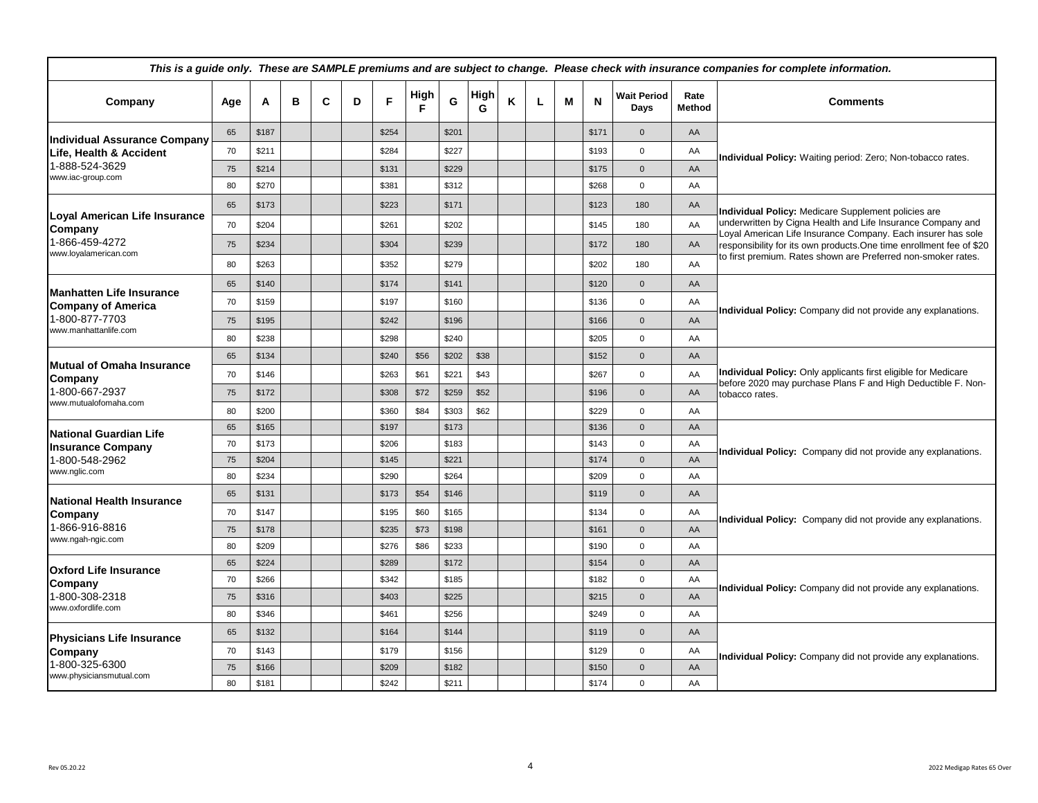*This is a guide only. These are SAMPLE premiums and are subject to change. Please check with insurance companies for complete information.*

| Company | Age | A | B | C | D | F | High F | G | High G | K | L | M | N | Wait Period Days | Rate Method | Comments |
|---|---|---|---|---|---|---|---|---|---|---|---|---|---|---|---|---|
| **Individual Assurance Company Life, Health & Accident** 1-888-524-3629 www.iac-group.com | 65 | $187 | | | | $254 | | $201 | | | | | $171 | 0 | AA | **Individual Policy:** Waiting period: Zero; Non-tobacco rates. |
| | 70 | $211 | | | | $284 | | $227 | | | | | $193 | 0 | AA | |
| | 75 | $214 | | | | $131 | | $229 | | | | | $175 | 0 | AA | |
| | 80 | $270 | | | | $381 | | $312 | | | | | $268 | 0 | AA | |
| **Loyal American Life Insurance Company** 1-866-459-4272 www.loyalamerican.com | 65 | $173 | | | | $223 | | $171 | | | | | $123 | 180 | AA | **Individual Policy:** Medicare Supplement policies are underwritten by Cigna Health and Life Insurance Company and Loyal American Life Insurance Company. Each insurer has sole responsibility for its own products.One time enrollment fee of $20 to first premium. Rates shown are Preferred non-smoker rates. |
| | 70 | $204 | | | | $261 | | $202 | | | | | $145 | 180 | AA | |
| | 75 | $234 | | | | $304 | | $239 | | | | | $172 | 180 | AA | |
| | 80 | $263 | | | | $352 | | $279 | | | | | $202 | 180 | AA | |
| **Manhatten Life Insurance Company of America** 1-800-877-7703 www.manhattanlife.com | 65 | $140 | | | | $174 | | $141 | | | | | $120 | 0 | AA | **Individual Policy:** Company did not provide any explanations. |
| | 70 | $159 | | | | $197 | | $160 | | | | | $136 | 0 | AA | |
| | 75 | $195 | | | | $242 | | $196 | | | | | $166 | 0 | AA | |
| | 80 | $238 | | | | $298 | | $240 | | | | | $205 | 0 | AA | |
| **Mutual of Omaha Insurance Company** 1-800-667-2937 www.mutualofomaha.com | 65 | $134 | | | | $240 | $56 | $202 | $38 | | | | $152 | 0 | AA | **Individual Policy:** Only applicants first eligible for Medicare before 2020 may purchase Plans F and High Deductible F. Non-tobacco rates. |
| | 70 | $146 | | | | $263 | $61 | $221 | $43 | | | | $267 | 0 | AA | |
| | 75 | $172 | | | | $308 | $72 | $259 | $52 | | | | $196 | 0 | AA | |
| | 80 | $200 | | | | $360 | $84 | $303 | $62 | | | | $229 | 0 | AA | |
| **National Guardian Life Insurance Company** 1-800-548-2962 www.nglic.com | 65 | $165 | | | | $197 | | $173 | | | | | $136 | 0 | AA | **Individual Policy:** Company did not provide any explanations. |
| | 70 | $173 | | | | $206 | | $183 | | | | | $143 | 0 | AA | |
| | 75 | $204 | | | | $145 | | $221 | | | | | $174 | 0 | AA | |
| | 80 | $234 | | | | $290 | | $264 | | | | | $209 | 0 | AA | |
| **National Health Insurance Company** 1-866-916-8816 www.ngah-ngic.com | 65 | $131 | | | | $173 | $54 | $146 | | | | | $119 | 0 | AA | **Individual Policy:** Company did not provide any explanations. |
| | 70 | $147 | | | | $195 | $60 | $165 | | | | | $134 | 0 | AA | |
| | 75 | $178 | | | | $235 | $73 | $198 | | | | | $161 | 0 | AA | |
| | 80 | $209 | | | | $276 | $86 | $233 | | | | | $190 | 0 | AA | |
| **Oxford Life Insurance Company** 1-800-308-2318 www.oxfordlife.com | 65 | $224 | | | | $289 | | $172 | | | | | $154 | 0 | AA | **Individual Policy:** Company did not provide any explanations. |
| | 70 | $266 | | | | $342 | | $185 | | | | | $182 | 0 | AA | |
| | 75 | $316 | | | | $403 | | $225 | | | | | $215 | 0 | AA | |
| | 80 | $346 | | | | $461 | | $256 | | | | | $249 | 0 | AA | |
| **Physicians Life Insurance Company** 1-800-325-6300 www.physiciansmutual.com | 65 | $132 | | | | $164 | | $144 | | | | | $119 | 0 | AA | **Individual Policy:** Company did not provide any explanations. |
| | 70 | $143 | | | | $179 | | $156 | | | | | $129 | 0 | AA | |
| | 75 | $166 | | | | $209 | | $182 | | | | | $150 | 0 | AA | |
| | 80 | $181 | | | | $242 | | $211 | | | | | $174 | 0 | AA | |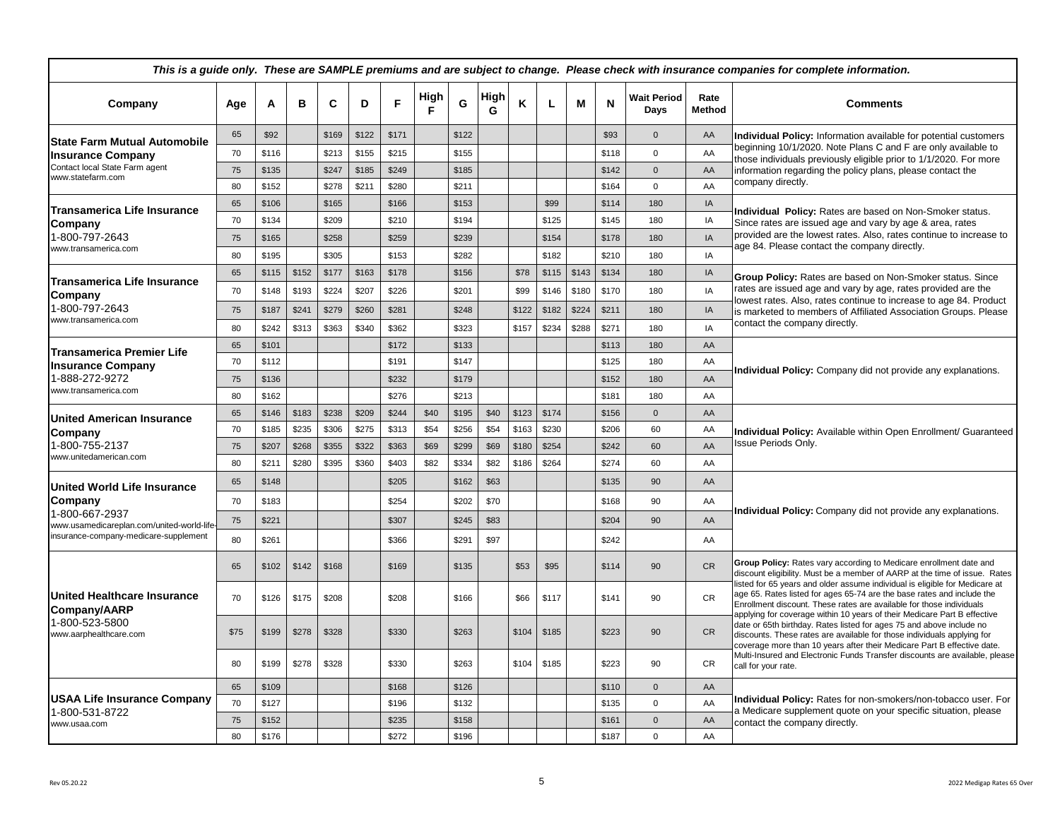*This is a guide only. These are SAMPLE premiums and are subject to change. Please check with insurance companies for complete information.*

| Company | Age | A | B | C | D | F | High F | G | High G | K | L | M | N | Wait Period Days | Rate Method | Comments |
|---|---|---|---|---|---|---|---|---|---|---|---|---|---|---|---|---|
| **State Farm Mutual Automobile Insurance Company** Contact local State Farm agent www.statefarm.com | 65 | $92 | | $169 | $122 | $171 | | $122 | | | | | $93 | 0 | AA | **Individual Policy:** Information available for potential customers beginning 10/1/2020. Note Plans C and F are only available to those individuals previously eligible prior to 1/1/2020. For more information regarding the policy plans, please contact the company directly. |
| | 70 | $116 | | $213 | $155 | $215 | | $155 | | | | | $118 | 0 | AA | |
| | 75 | $135 | | $247 | $185 | $249 | | $185 | | | | | $142 | 0 | AA | |
| | 80 | $152 | | $278 | $211 | $280 | | $211 | | | | | $164 | 0 | AA | |
| **Transamerica Life Insurance Company** 1-800-797-2643 www.transamerica.com | 65 | $106 | | $165 | | $166 | | $153 | | | $99 | | $114 | 180 | IA | **Individual Policy:** Rates are based on Non-Smoker status. Since rates are issued age and vary by age & area, rates provided are the lowest rates. Also, rates continue to increase to age 84. Please contact the company directly. |
| | 70 | $134 | | $209 | | $210 | | $194 | | | $125 | | $145 | 180 | IA | |
| | 75 | $165 | | $258 | | $259 | | $239 | | | $154 | | $178 | 180 | IA | |
| | 80 | $195 | | $305 | | $153 | | $282 | | | $182 | | $210 | 180 | IA | |
| **Transamerica Life Insurance Company** 1-800-797-2643 www.transamerica.com | 65 | $115 | $152 | $177 | $163 | $178 | | $156 | | $78 | $115 | $143 | $134 | 180 | IA | **Group Policy:** Rates are based on Non-Smoker status. Since rates are issued age and vary by age, rates provided are the lowest rates. Also, rates continue to increase to age 84. Product is marketed to members of Affiliated Association Groups. Please contact the company directly. |
| | 70 | $148 | $193 | $224 | $207 | $226 | | $201 | | $99 | $146 | $180 | $170 | 180 | IA | |
| | 75 | $187 | $241 | $279 | $260 | $281 | | $248 | | $122 | $182 | $224 | $211 | 180 | IA | |
| | 80 | $242 | $313 | $363 | $340 | $362 | | $323 | | $157 | $234 | $288 | $271 | 180 | IA | |
| **Transamerica Premier Life Insurance Company** 1-888-272-9272 www.transamerica.com | 65 | $101 | | | | $172 | | $133 | | | | | $113 | 180 | AA | **Individual Policy:** Company did not provide any explanations. |
| | 70 | $112 | | | | $191 | | $147 | | | | | $125 | 180 | AA | |
| | 75 | $136 | | | | $232 | | $179 | | | | | $152 | 180 | AA | |
| | 80 | $162 | | | | $276 | | $213 | | | | | $181 | 180 | AA | |
| **United American Insurance Company** 1-800-755-2137 www.unitedamerican.com | 65 | $146 | $183 | $238 | $209 | $244 | $40 | $195 | $40 | $123 | $174 | | $156 | 0 | AA | **Individual Policy:** Available within Open Enrollment/ Guaranteed Issue Periods Only. |
| | 70 | $185 | $235 | $306 | $275 | $313 | $54 | $256 | $54 | $163 | $230 | | $206 | 60 | AA | |
| | 75 | $207 | $268 | $355 | $322 | $363 | $69 | $299 | $69 | $180 | $254 | | $242 | 60 | AA | |
| | 80 | $211 | $280 | $395 | $360 | $403 | $82 | $334 | $82 | $186 | $264 | | $274 | 60 | AA | |
| **United World Life Insurance Company** 1-800-667-2937 www.usamedicareplan.com/united-world-life-insurance-company-medicare-supplement | 65 | $148 | | | | $205 | | $162 | $63 | | | | $135 | 90 | AA | **Individual Policy:** Company did not provide any explanations. |
| | 70 | $183 | | | | $254 | | $202 | $70 | | | | $168 | 90 | AA | |
| | 75 | $221 | | | | $307 | | $245 | $83 | | | | $204 | 90 | AA | |
| | 80 | $261 | | | | $366 | | $291 | $97 | | | | $242 | | AA | |
| **United Healthcare Insurance Company/AARP** 1-800-523-5800 www.aarphealthcare.com | 65 | $102 | $142 | $168 | | $169 | | $135 | | $53 | $95 | | $114 | 90 | CR | **Group Policy:** Rates vary according to Medicare enrollment date and discount eligibility. Must be a member of AARP at the time of issue. Rates listed for 65 years and older assume individual is eligible for Medicare at age 65. Rates listed for ages 65-74 are the base rates and include the Enrollment discount. These rates are available for those individuals applying for coverage within 10 years of their Medicare Part B effective date or 65th birthday. Rates listed for ages 75 and above include no discounts. These rates are available for those individuals applying for coverage more than 10 years after their Medicare Part B effective date. Multi-Insured and Electronic Funds Transfer discounts are available, please call for your rate. |
| | 70 | $126 | $175 | $208 | | $208 | | $166 | | $66 | $117 | | $141 | 90 | CR | |
| | $75 | $199 | $278 | $328 | | $330 | | $263 | | $104 | $185 | | $223 | 90 | CR | |
| | 80 | $199 | $278 | $328 | | $330 | | $263 | | $104 | $185 | | $223 | 90 | CR | |
| **USAA Life Insurance Company** 1-800-531-8722 www.usaa.com | 65 | $109 | | | | $168 | | $126 | | | | | $110 | 0 | AA | **Individual Policy:** Rates for non-smokers/non-tobacco user. For a Medicare supplement quote on your specific situation, please contact the company directly. |
| | 70 | $127 | | | | $196 | | $132 | | | | | $135 | 0 | AA | |
| | 75 | $152 | | | | $235 | | $158 | | | | | $161 | 0 | AA | |
| | 80 | $176 | | | | $272 | | $196 | | | | | $187 | 0 | AA | |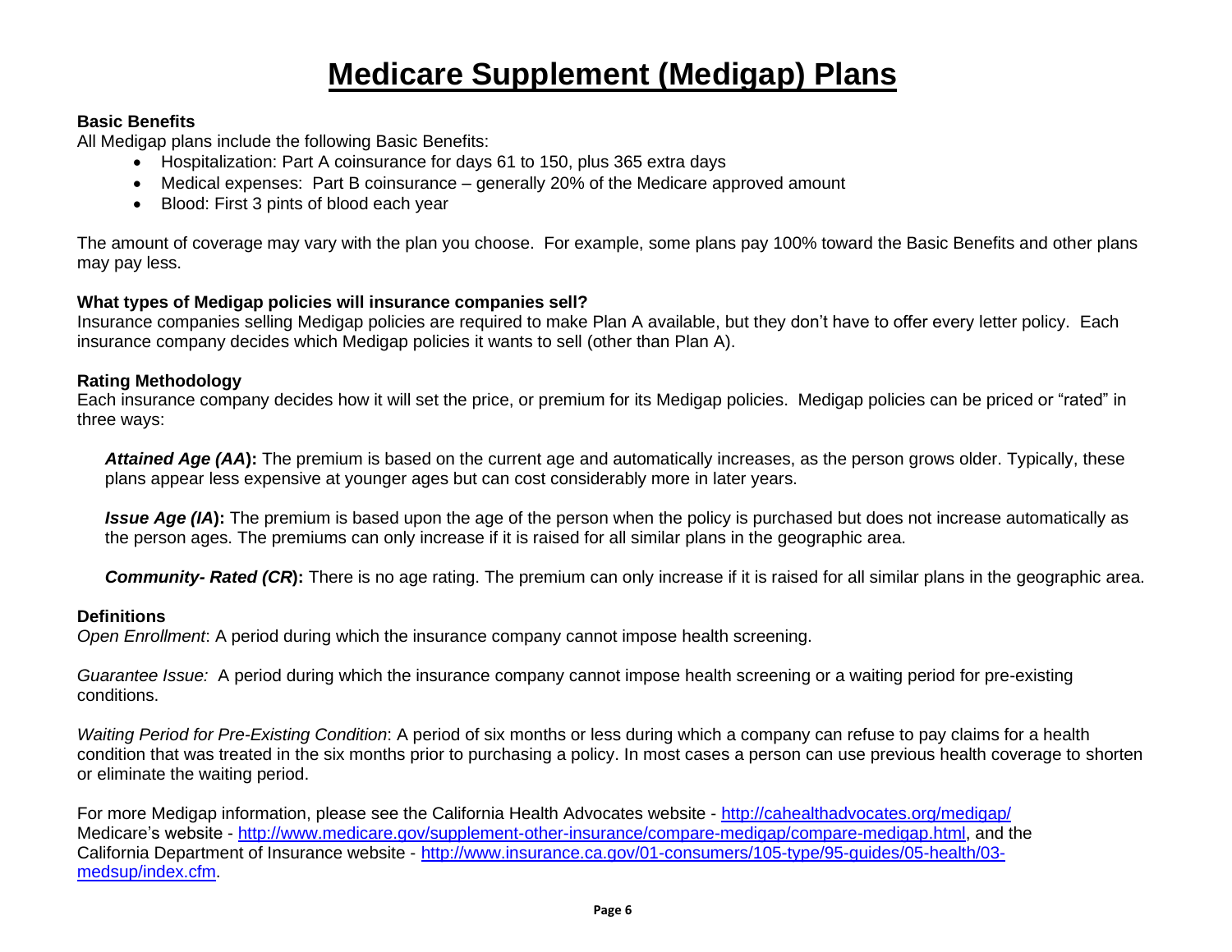# Medicare Supplement (Medigap) Plans

**Basic Benefits**

All Medigap plans include the following Basic Benefits:

- Hospitalization: Part A coinsurance for days 61 to 150, plus 365 extra days
- Medical expenses: Part B coinsurance – generally 20% of the Medicare approved amount
- Blood: First 3 pints of blood each year

The amount of coverage may vary with the plan you choose. For example, some plans pay 100% toward the Basic Benefits and other plans may pay less.

**What types of Medigap policies will insurance companies sell?**

Insurance companies selling Medigap policies are required to make Plan A available, but they don't have to offer every letter policy. Each insurance company decides which Medigap policies it wants to sell (other than Plan A).

**Rating Methodology**

Each insurance company decides how it will set the price, or premium for its Medigap policies. Medigap policies can be priced or "rated" in three ways:

***Attained Age (AA*)**: The premium is based on the current age and automatically increases, as the person grows older. Typically, these plans appear less expensive at younger ages but can cost considerably more in later years.

***Issue Age (IA*)**: The premium is based upon the age of the person when the policy is purchased but does not increase automatically as the person ages. The premiums can only increase if it is raised for all similar plans in the geographic area.

***Community- Rated (CR*)**: There is no age rating. The premium can only increase if it is raised for all similar plans in the geographic area.

**Definitions**

*Open Enrollment*: A period during which the insurance company cannot impose health screening.

*Guarantee Issue:* A period during which the insurance company cannot impose health screening or a waiting period for pre-existing conditions.

*Waiting Period for Pre-Existing Condition*: A period of six months or less during which a company can refuse to pay claims for a health condition that was treated in the six months prior to purchasing a policy. In most cases a person can use previous health coverage to shorten or eliminate the waiting period.

For more Medigap information, please see the California Health Advocates website - http://cahealthadvocates.org/medigap/ Medicare's website - http://www.medicare.gov/supplement-other-insurance/compare-medigap/compare-medigap.html, and the California Department of Insurance website - http://www.insurance.ca.gov/01-consumers/105-type/95-guides/05-health/03-medsup/index.cfm.